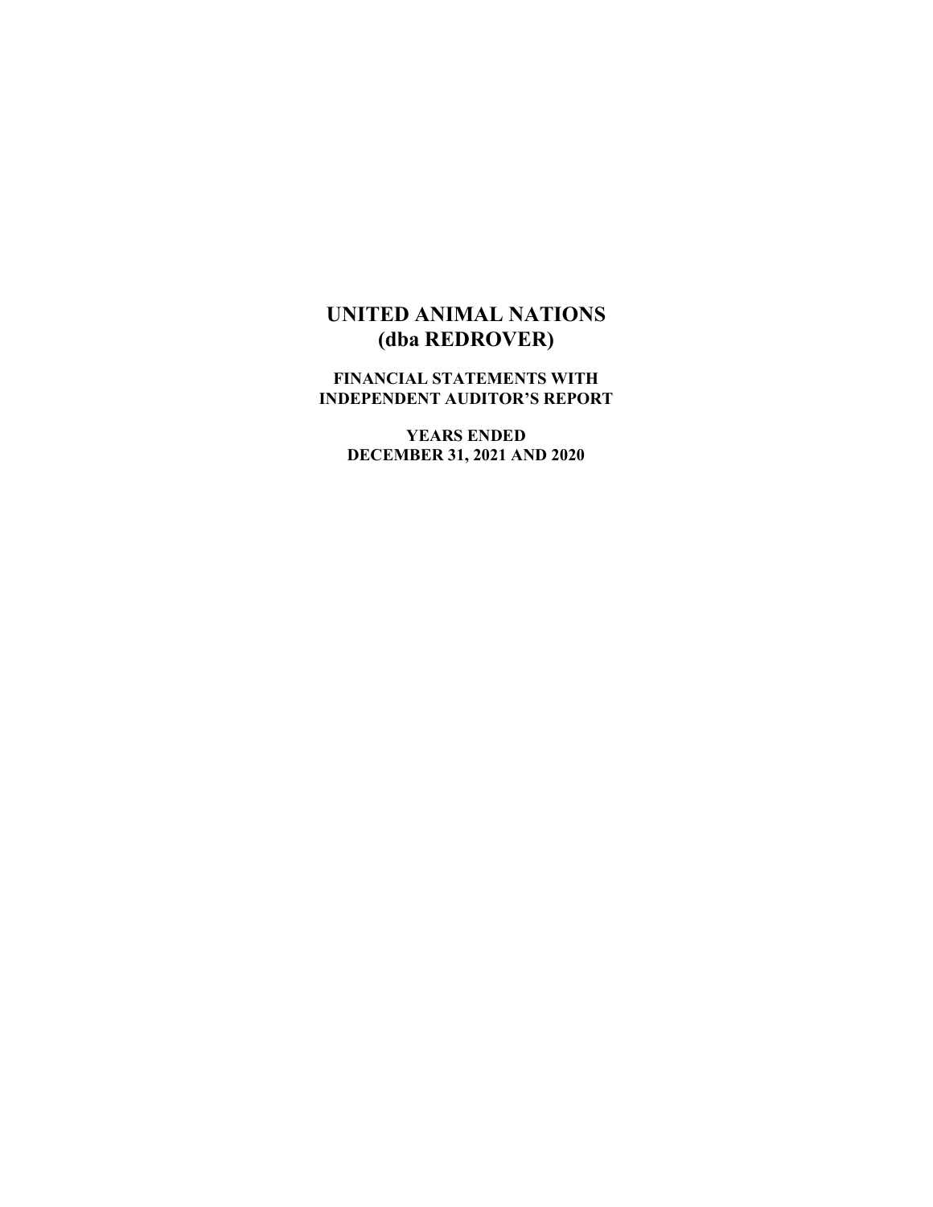# UNITED ANIMAL NATIONS
# (dba REDROVER)

**FINANCIAL STATEMENTS WITH**
**INDEPENDENT AUDITOR'S REPORT**

**YEARS ENDED**
**DECEMBER 31, 2021 AND 2020**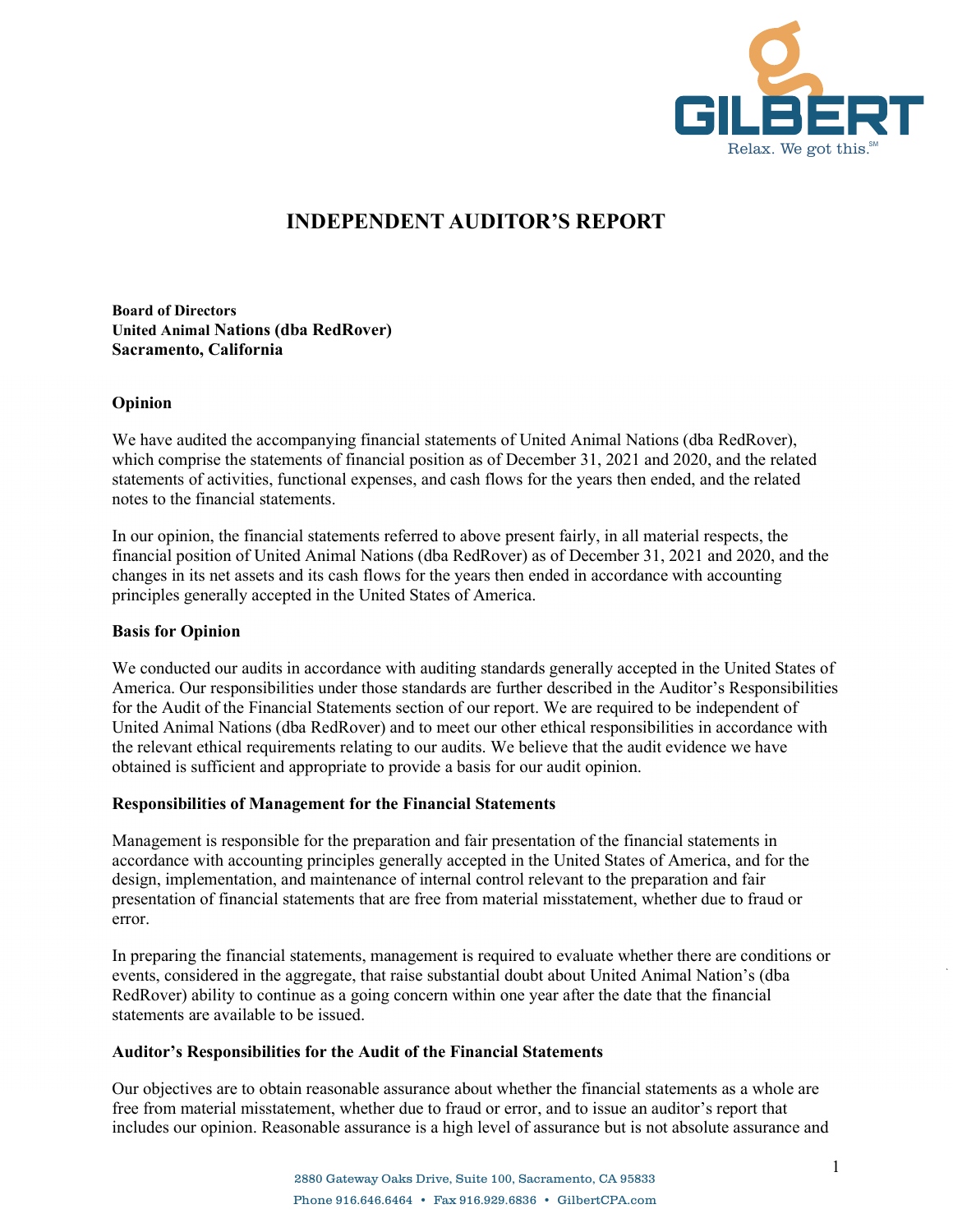# INDEPENDENT AUDITOR'S REPORT

**Board of Directors**
**United Animal Nations (dba RedRover)**
**Sacramento, California**

## Opinion

We have audited the accompanying financial statements of United Animal Nations (dba RedRover), which comprise the statements of financial position as of December 31, 2021 and 2020, and the related statements of activities, functional expenses, and cash flows for the years then ended, and the related notes to the financial statements.

In our opinion, the financial statements referred to above present fairly, in all material respects, the financial position of United Animal Nations (dba RedRover) as of December 31, 2021 and 2020, and the changes in its net assets and its cash flows for the years then ended in accordance with accounting principles generally accepted in the United States of America.

## Basis for Opinion

We conducted our audits in accordance with auditing standards generally accepted in the United States of America. Our responsibilities under those standards are further described in the Auditor's Responsibilities for the Audit of the Financial Statements section of our report. We are required to be independent of United Animal Nations (dba RedRover) and to meet our other ethical responsibilities in accordance with the relevant ethical requirements relating to our audits. We believe that the audit evidence we have obtained is sufficient and appropriate to provide a basis for our audit opinion.

## Responsibilities of Management for the Financial Statements

Management is responsible for the preparation and fair presentation of the financial statements in accordance with accounting principles generally accepted in the United States of America, and for the design, implementation, and maintenance of internal control relevant to the preparation and fair presentation of financial statements that are free from material misstatement, whether due to fraud or error.

In preparing the financial statements, management is required to evaluate whether there are conditions or events, considered in the aggregate, that raise substantial doubt about United Animal Nation's (dba RedRover) ability to continue as a going concern within one year after the date that the financial statements are available to be issued.

## Auditor's Responsibilities for the Audit of the Financial Statements

Our objectives are to obtain reasonable assurance about whether the financial statements as a whole are free from material misstatement, whether due to fraud or error, and to issue an auditor's report that includes our opinion. Reasonable assurance is a high level of assurance but is not absolute assurance and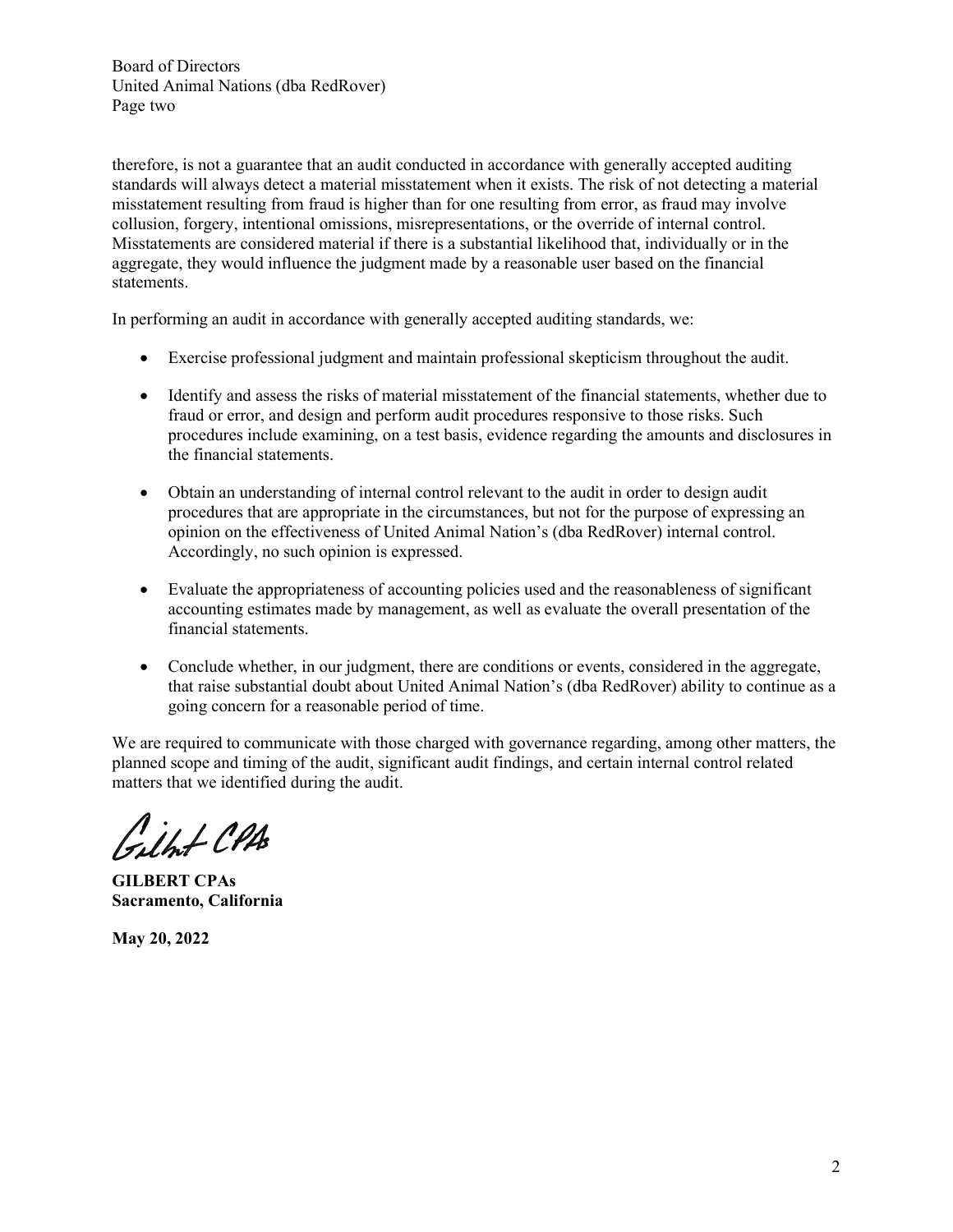therefore, is not a guarantee that an audit conducted in accordance with generally accepted auditing standards will always detect a material misstatement when it exists. The risk of not detecting a material misstatement resulting from fraud is higher than for one resulting from error, as fraud may involve collusion, forgery, intentional omissions, misrepresentations, or the override of internal control. Misstatements are considered material if there is a substantial likelihood that, individually or in the aggregate, they would influence the judgment made by a reasonable user based on the financial statements.

In performing an audit in accordance with generally accepted auditing standards, we:

- Exercise professional judgment and maintain professional skepticism throughout the audit.

- Identify and assess the risks of material misstatement of the financial statements, whether due to fraud or error, and design and perform audit procedures responsive to those risks. Such procedures include examining, on a test basis, evidence regarding the amounts and disclosures in the financial statements.

- Obtain an understanding of internal control relevant to the audit in order to design audit procedures that are appropriate in the circumstances, but not for the purpose of expressing an opinion on the effectiveness of United Animal Nation's (dba RedRover) internal control. Accordingly, no such opinion is expressed.

- Evaluate the appropriateness of accounting policies used and the reasonableness of significant accounting estimates made by management, as well as evaluate the overall presentation of the financial statements.

- Conclude whether, in our judgment, there are conditions or events, considered in the aggregate, that raise substantial doubt about United Animal Nation's (dba RedRover) ability to continue as a going concern for a reasonable period of time.

We are required to communicate with those charged with governance regarding, among other matters, the planned scope and timing of the audit, significant audit findings, and certain internal control related matters that we identified during the audit.

Gilbert CPAs

**GILBERT CPAs**
**Sacramento, California**

**May 20, 2022**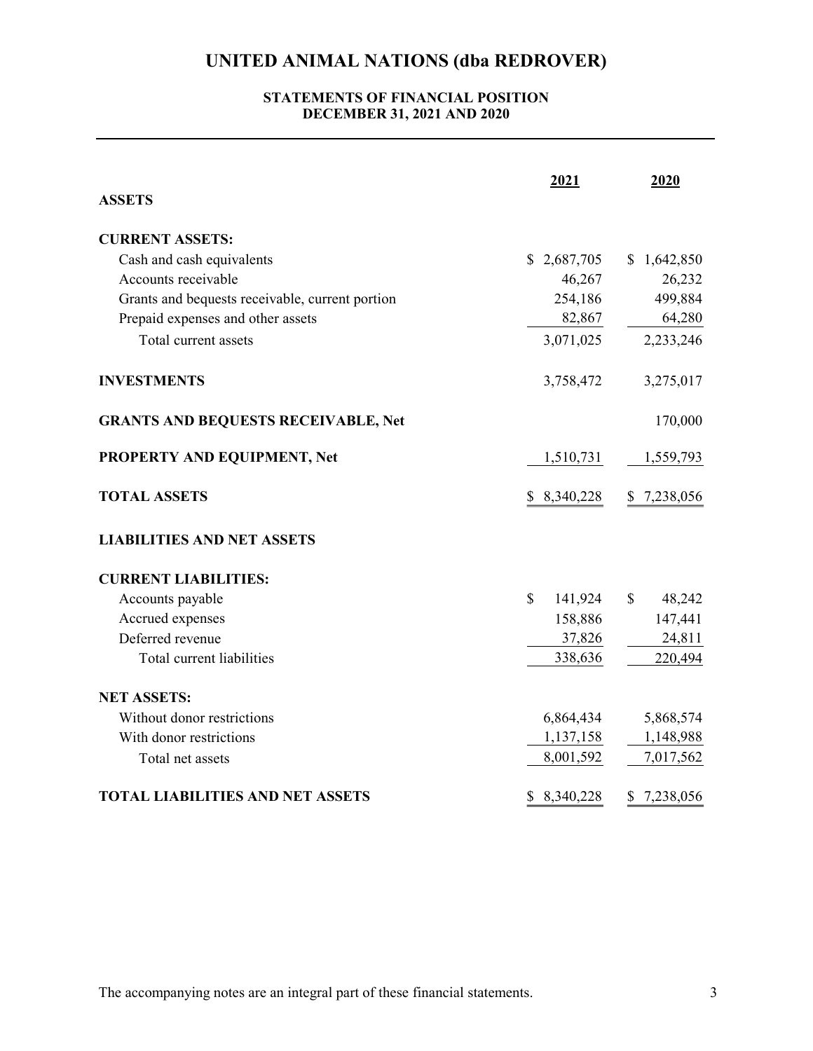# UNITED ANIMAL NATIONS (dba REDROVER)

## STATEMENTS OF FINANCIAL POSITION
## DECEMBER 31, 2021 AND 2020

| | 2021 | 2020 |
|---|---|---|
| **ASSETS** | | |
| **CURRENT ASSETS:** | | |
| Cash and cash equivalents | $ 2,687,705 | $ 1,642,850 |
| Accounts receivable | 46,267 | 26,232 |
| Grants and bequests receivable, current portion | 254,186 | 499,884 |
| Prepaid expenses and other assets | 82,867 | 64,280 |
| Total current assets | 3,071,025 | 2,233,246 |
| **INVESTMENTS** | 3,758,472 | 3,275,017 |
| **GRANTS AND BEQUESTS RECEIVABLE, Net** | | 170,000 |
| **PROPERTY AND EQUIPMENT, Net** | 1,510,731 | 1,559,793 |
| **TOTAL ASSETS** | $ 8,340,228 | $ 7,238,056 |
| **LIABILITIES AND NET ASSETS** | | |
| **CURRENT LIABILITIES:** | | |
| Accounts payable | $ 141,924 | $ 48,242 |
| Accrued expenses | 158,886 | 147,441 |
| Deferred revenue | 37,826 | 24,811 |
| Total current liabilities | 338,636 | 220,494 |
| **NET ASSETS:** | | |
| Without donor restrictions | 6,864,434 | 5,868,574 |
| With donor restrictions | 1,137,158 | 1,148,988 |
| Total net assets | 8,001,592 | 7,017,562 |
| **TOTAL LIABILITIES AND NET ASSETS** | $ 8,340,228 | $ 7,238,056 |

The accompanying notes are an integral part of these financial statements.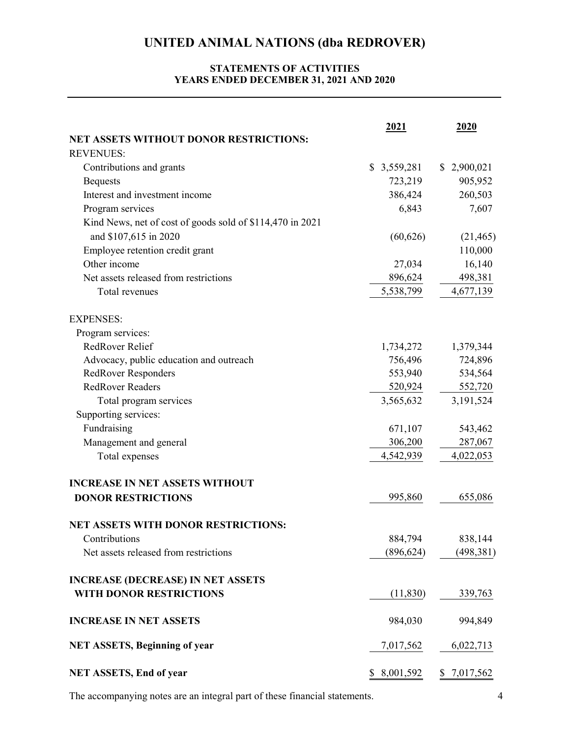# UNITED ANIMAL NATIONS (dba REDROVER)

## STATEMENTS OF ACTIVITIES
## YEARS ENDED DECEMBER 31, 2021 AND 2020

| | 2021 | 2020 |
|---|---|---|
| **NET ASSETS WITHOUT DONOR RESTRICTIONS:** | | |
| REVENUES: | | |
| Contributions and grants | $ 3,559,281 | $ 2,900,021 |
| Bequests | 723,219 | 905,952 |
| Interest and investment income | 386,424 | 260,503 |
| Program services | 6,843 | 7,607 |
| Kind News, net of cost of goods sold of $114,470 in 2021 and $107,615 in 2020 | (60,626) | (21,465) |
| Employee retention credit grant | | 110,000 |
| Other income | 27,034 | 16,140 |
| Net assets released from restrictions | 896,624 | 498,381 |
| Total revenues | 5,538,799 | 4,677,139 |
| | | |
| EXPENSES: | | |
| Program services: | | |
| RedRover Relief | 1,734,272 | 1,379,344 |
| Advocacy, public education and outreach | 756,496 | 724,896 |
| RedRover Responders | 553,940 | 534,564 |
| RedRover Readers | 520,924 | 552,720 |
| Total program services | 3,565,632 | 3,191,524 |
| Supporting services: | | |
| Fundraising | 671,107 | 543,462 |
| Management and general | 306,200 | 287,067 |
| Total expenses | 4,542,939 | 4,022,053 |
| | | |
| **INCREASE IN NET ASSETS WITHOUT DONOR RESTRICTIONS** | 995,860 | 655,086 |
| | | |
| **NET ASSETS WITH DONOR RESTRICTIONS:** | | |
| Contributions | 884,794 | 838,144 |
| Net assets released from restrictions | (896,624) | (498,381) |
| | | |
| **INCREASE (DECREASE) IN NET ASSETS WITH DONOR RESTRICTIONS** | (11,830) | 339,763 |
| | | |
| **INCREASE IN NET ASSETS** | 984,030 | 994,849 |
| | | |
| **NET ASSETS, Beginning of year** | 7,017,562 | 6,022,713 |
| | | |
| **NET ASSETS, End of year** | $ 8,001,592 | $ 7,017,562 |

The accompanying notes are an integral part of these financial statements.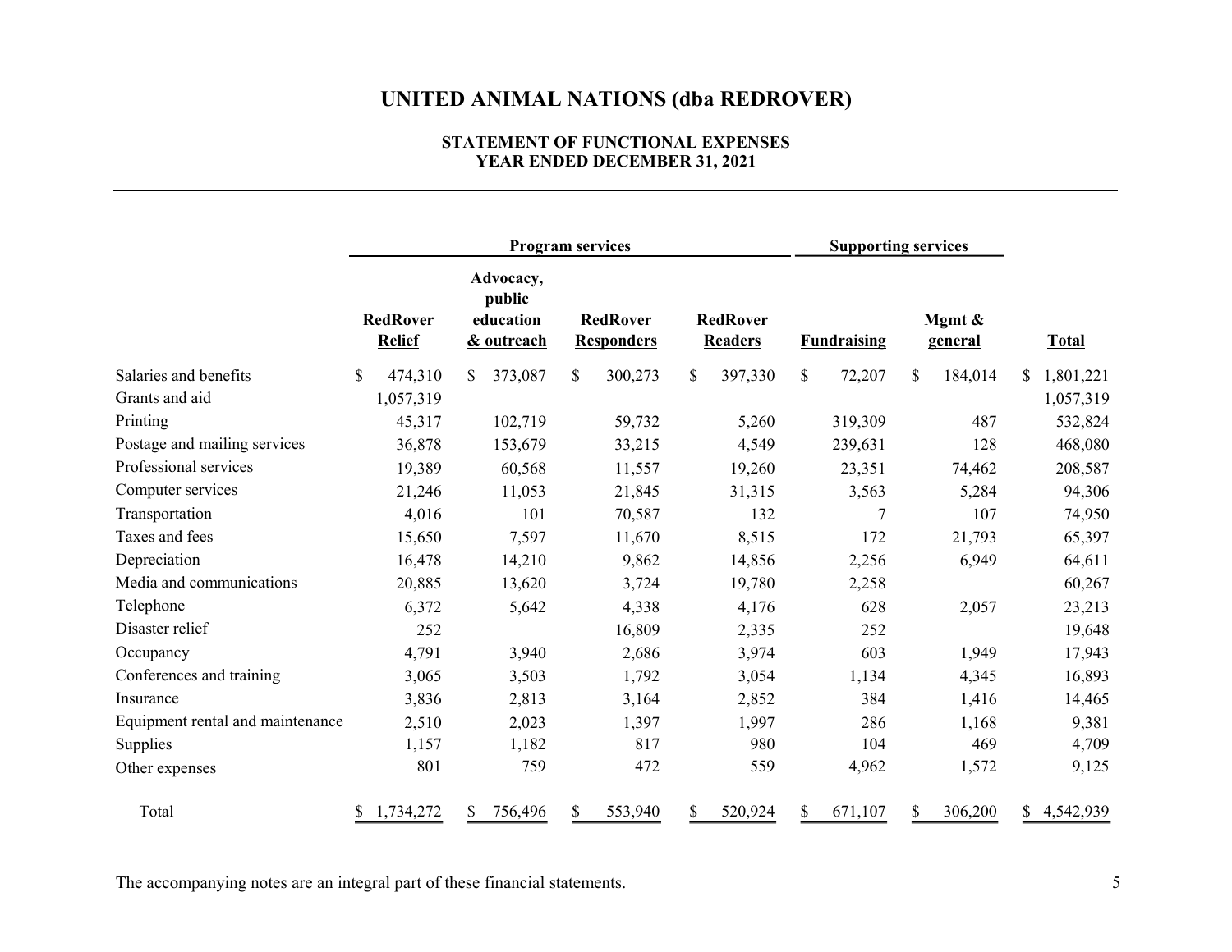# UNITED ANIMAL NATIONS (dba REDROVER)

## STATEMENT OF FUNCTIONAL EXPENSES
## YEAR ENDED DECEMBER 31, 2021

| | Program services | | | | Supporting services | | |
|---|---|---|---|---|---|---|---|
| | RedRover Relief | Advocacy, public education & outreach | RedRover Responders | RedRover Readers | Fundraising | Mgmt & general | Total |
| Salaries and benefits | $ 474,310 | $ 373,087 | $ 300,273 | $ 397,330 | $ 72,207 | $ 184,014 | $ 1,801,221 |
| Grants and aid | 1,057,319 | | | | | | 1,057,319 |
| Printing | 45,317 | 102,719 | 59,732 | 5,260 | 319,309 | 487 | 532,824 |
| Postage and mailing services | 36,878 | 153,679 | 33,215 | 4,549 | 239,631 | 128 | 468,080 |
| Professional services | 19,389 | 60,568 | 11,557 | 19,260 | 23,351 | 74,462 | 208,587 |
| Computer services | 21,246 | 11,053 | 21,845 | 31,315 | 3,563 | 5,284 | 94,306 |
| Transportation | 4,016 | 101 | 70,587 | 132 | 7 | 107 | 74,950 |
| Taxes and fees | 15,650 | 7,597 | 11,670 | 8,515 | 172 | 21,793 | 65,397 |
| Depreciation | 16,478 | 14,210 | 9,862 | 14,856 | 2,256 | 6,949 | 64,611 |
| Media and communications | 20,885 | 13,620 | 3,724 | 19,780 | 2,258 | | 60,267 |
| Telephone | 6,372 | 5,642 | 4,338 | 4,176 | 628 | 2,057 | 23,213 |
| Disaster relief | 252 | | 16,809 | 2,335 | 252 | | 19,648 |
| Occupancy | 4,791 | 3,940 | 2,686 | 3,974 | 603 | 1,949 | 17,943 |
| Conferences and training | 3,065 | 3,503 | 1,792 | 3,054 | 1,134 | 4,345 | 16,893 |
| Insurance | 3,836 | 2,813 | 3,164 | 2,852 | 384 | 1,416 | 14,465 |
| Equipment rental and maintenance | 2,510 | 2,023 | 1,397 | 1,997 | 286 | 1,168 | 9,381 |
| Supplies | 1,157 | 1,182 | 817 | 980 | 104 | 469 | 4,709 |
| Other expenses | 801 | 759 | 472 | 559 | 4,962 | 1,572 | 9,125 |
| Total | $ 1,734,272 | $ 756,496 | $ 553,940 | $ 520,924 | $ 671,107 | $ 306,200 | $ 4,542,939 |

The accompanying notes are an integral part of these financial statements.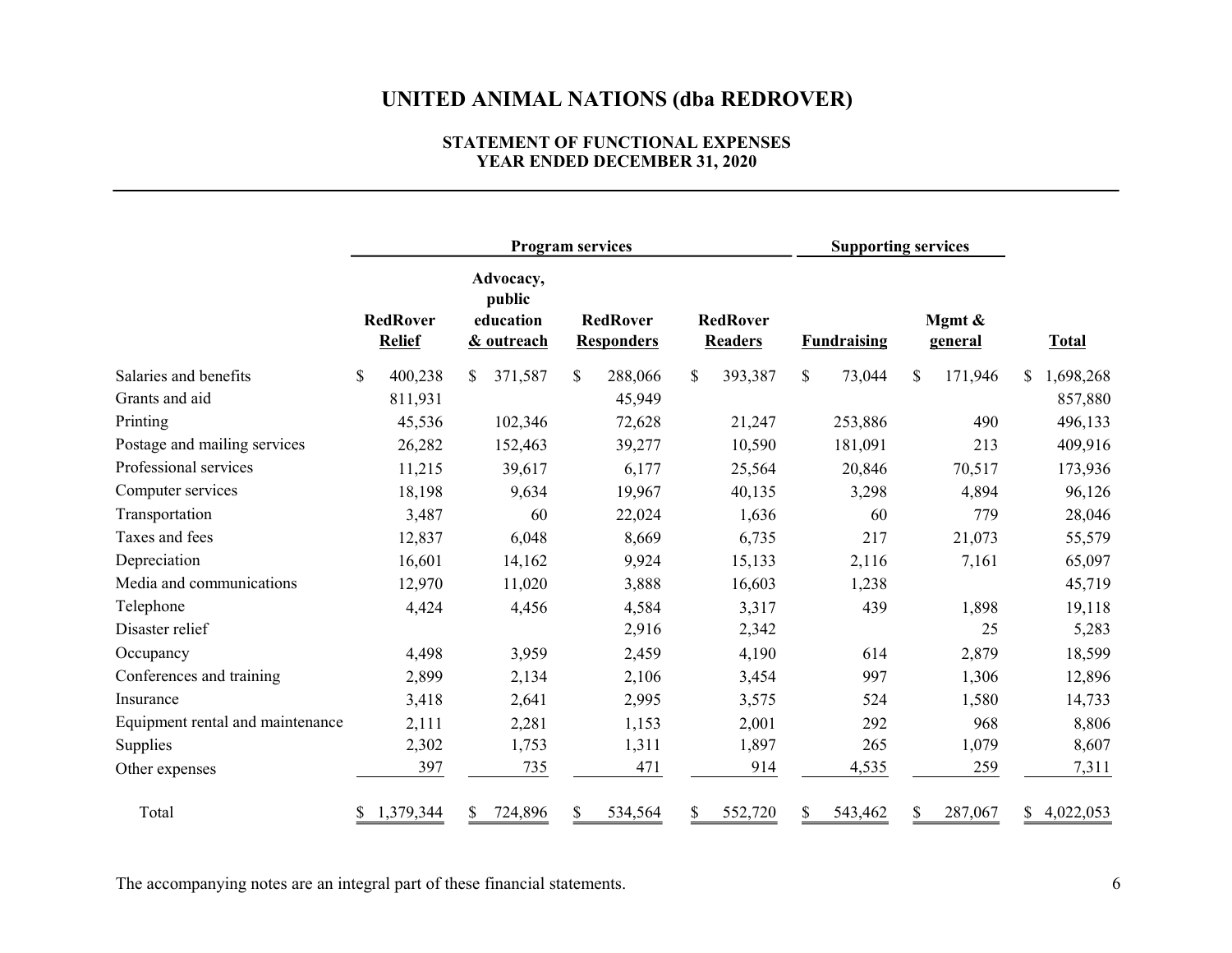# UNITED ANIMAL NATIONS (dba REDROVER)

## STATEMENT OF FUNCTIONAL EXPENSES
## YEAR ENDED DECEMBER 31, 2020

| | Program services | | | | Supporting services | | |
|---|---|---|---|---|---|---|---|
| | RedRover Relief | Advocacy, public education & outreach | RedRover Responders | RedRover Readers | Fundraising | Mgmt & general | Total |
| Salaries and benefits | $ 400,238 | $ 371,587 | $ 288,066 | $ 393,387 | $ 73,044 | $ 171,946 | $ 1,698,268 |
| Grants and aid | 811,931 | | 45,949 | | | | 857,880 |
| Printing | 45,536 | 102,346 | 72,628 | 21,247 | 253,886 | 490 | 496,133 |
| Postage and mailing services | 26,282 | 152,463 | 39,277 | 10,590 | 181,091 | 213 | 409,916 |
| Professional services | 11,215 | 39,617 | 6,177 | 25,564 | 20,846 | 70,517 | 173,936 |
| Computer services | 18,198 | 9,634 | 19,967 | 40,135 | 3,298 | 4,894 | 96,126 |
| Transportation | 3,487 | 60 | 22,024 | 1,636 | 60 | 779 | 28,046 |
| Taxes and fees | 12,837 | 6,048 | 8,669 | 6,735 | 217 | 21,073 | 55,579 |
| Depreciation | 16,601 | 14,162 | 9,924 | 15,133 | 2,116 | 7,161 | 65,097 |
| Media and communications | 12,970 | 11,020 | 3,888 | 16,603 | 1,238 | | 45,719 |
| Telephone | 4,424 | 4,456 | 4,584 | 3,317 | 439 | 1,898 | 19,118 |
| Disaster relief | | | 2,916 | 2,342 | | 25 | 5,283 |
| Occupancy | 4,498 | 3,959 | 2,459 | 4,190 | 614 | 2,879 | 18,599 |
| Conferences and training | 2,899 | 2,134 | 2,106 | 3,454 | 997 | 1,306 | 12,896 |
| Insurance | 3,418 | 2,641 | 2,995 | 3,575 | 524 | 1,580 | 14,733 |
| Equipment rental and maintenance | 2,111 | 2,281 | 1,153 | 2,001 | 292 | 968 | 8,806 |
| Supplies | 2,302 | 1,753 | 1,311 | 1,897 | 265 | 1,079 | 8,607 |
| Other expenses | 397 | 735 | 471 | 914 | 4,535 | 259 | 7,311 |
| Total | $ 1,379,344 | $ 724,896 | $ 534,564 | $ 552,720 | $ 543,462 | $ 287,067 | $ 4,022,053 |

The accompanying notes are an integral part of these financial statements.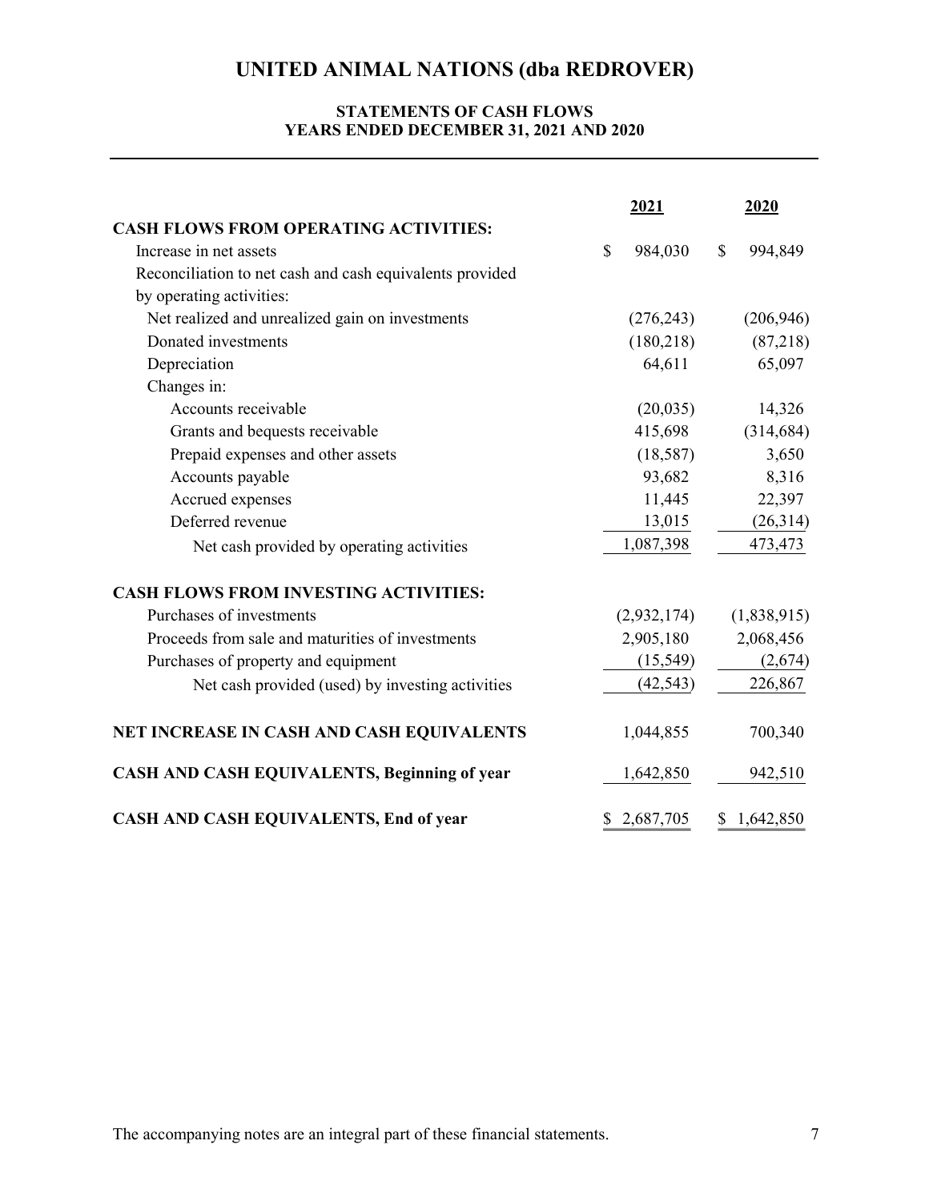# UNITED ANIMAL NATIONS (dba REDROVER)

## STATEMENTS OF CASH FLOWS
## YEARS ENDED DECEMBER 31, 2021 AND 2020

| | 2021 | 2020 |
|---|---|---|
| **CASH FLOWS FROM OPERATING ACTIVITIES:** | | |
| Increase in net assets | $ 984,030 | $ 994,849 |
| Reconciliation to net cash and cash equivalents provided by operating activities: | | |
| Net realized and unrealized gain on investments | (276,243) | (206,946) |
| Donated investments | (180,218) | (87,218) |
| Depreciation | 64,611 | 65,097 |
| Changes in: | | |
| Accounts receivable | (20,035) | 14,326 |
| Grants and bequests receivable | 415,698 | (314,684) |
| Prepaid expenses and other assets | (18,587) | 3,650 |
| Accounts payable | 93,682 | 8,316 |
| Accrued expenses | 11,445 | 22,397 |
| Deferred revenue | 13,015 | (26,314) |
| Net cash provided by operating activities | 1,087,398 | 473,473 |
| **CASH FLOWS FROM INVESTING ACTIVITIES:** | | |
| Purchases of investments | (2,932,174) | (1,838,915) |
| Proceeds from sale and maturities of investments | 2,905,180 | 2,068,456 |
| Purchases of property and equipment | (15,549) | (2,674) |
| Net cash provided (used) by investing activities | (42,543) | 226,867 |
| **NET INCREASE IN CASH AND CASH EQUIVALENTS** | 1,044,855 | 700,340 |
| **CASH AND CASH EQUIVALENTS, Beginning of year** | 1,642,850 | 942,510 |
| **CASH AND CASH EQUIVALENTS, End of year** | $ 2,687,705 | $ 1,642,850 |

The accompanying notes are an integral part of these financial statements.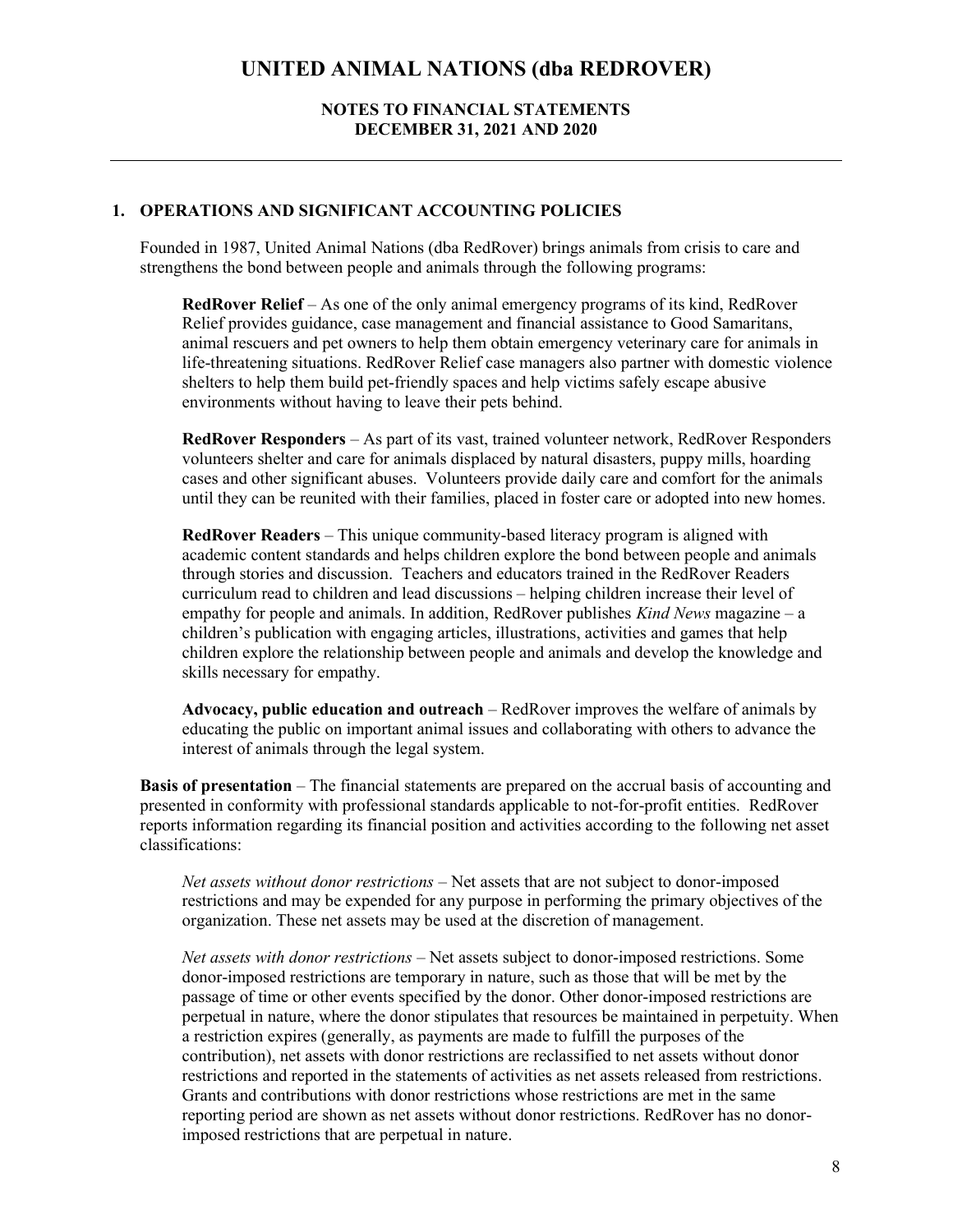# UNITED ANIMAL NATIONS (dba REDROVER)

## NOTES TO FINANCIAL STATEMENTS
## DECEMBER 31, 2021 AND 2020

### 1. OPERATIONS AND SIGNIFICANT ACCOUNTING POLICIES

Founded in 1987, United Animal Nations (dba RedRover) brings animals from crisis to care and strengthens the bond between people and animals through the following programs:

**RedRover Relief** – As one of the only animal emergency programs of its kind, RedRover Relief provides guidance, case management and financial assistance to Good Samaritans, animal rescuers and pet owners to help them obtain emergency veterinary care for animals in life-threatening situations. RedRover Relief case managers also partner with domestic violence shelters to help them build pet-friendly spaces and help victims safely escape abusive environments without having to leave their pets behind.

**RedRover Responders** – As part of its vast, trained volunteer network, RedRover Responders volunteers shelter and care for animals displaced by natural disasters, puppy mills, hoarding cases and other significant abuses. Volunteers provide daily care and comfort for the animals until they can be reunited with their families, placed in foster care or adopted into new homes.

**RedRover Readers** – This unique community-based literacy program is aligned with academic content standards and helps children explore the bond between people and animals through stories and discussion. Teachers and educators trained in the RedRover Readers curriculum read to children and lead discussions – helping children increase their level of empathy for people and animals. In addition, RedRover publishes *Kind News* magazine – a children's publication with engaging articles, illustrations, activities and games that help children explore the relationship between people and animals and develop the knowledge and skills necessary for empathy.

**Advocacy, public education and outreach** – RedRover improves the welfare of animals by educating the public on important animal issues and collaborating with others to advance the interest of animals through the legal system.

**Basis of presentation** – The financial statements are prepared on the accrual basis of accounting and presented in conformity with professional standards applicable to not-for-profit entities. RedRover reports information regarding its financial position and activities according to the following net asset classifications:

*Net assets without donor restrictions* – Net assets that are not subject to donor-imposed restrictions and may be expended for any purpose in performing the primary objectives of the organization. These net assets may be used at the discretion of management.

*Net assets with donor restrictions* – Net assets subject to donor-imposed restrictions. Some donor-imposed restrictions are temporary in nature, such as those that will be met by the passage of time or other events specified by the donor. Other donor-imposed restrictions are perpetual in nature, where the donor stipulates that resources be maintained in perpetuity. When a restriction expires (generally, as payments are made to fulfill the purposes of the contribution), net assets with donor restrictions are reclassified to net assets without donor restrictions and reported in the statements of activities as net assets released from restrictions. Grants and contributions with donor restrictions whose restrictions are met in the same reporting period are shown as net assets without donor restrictions. RedRover has no donor-imposed restrictions that are perpetual in nature.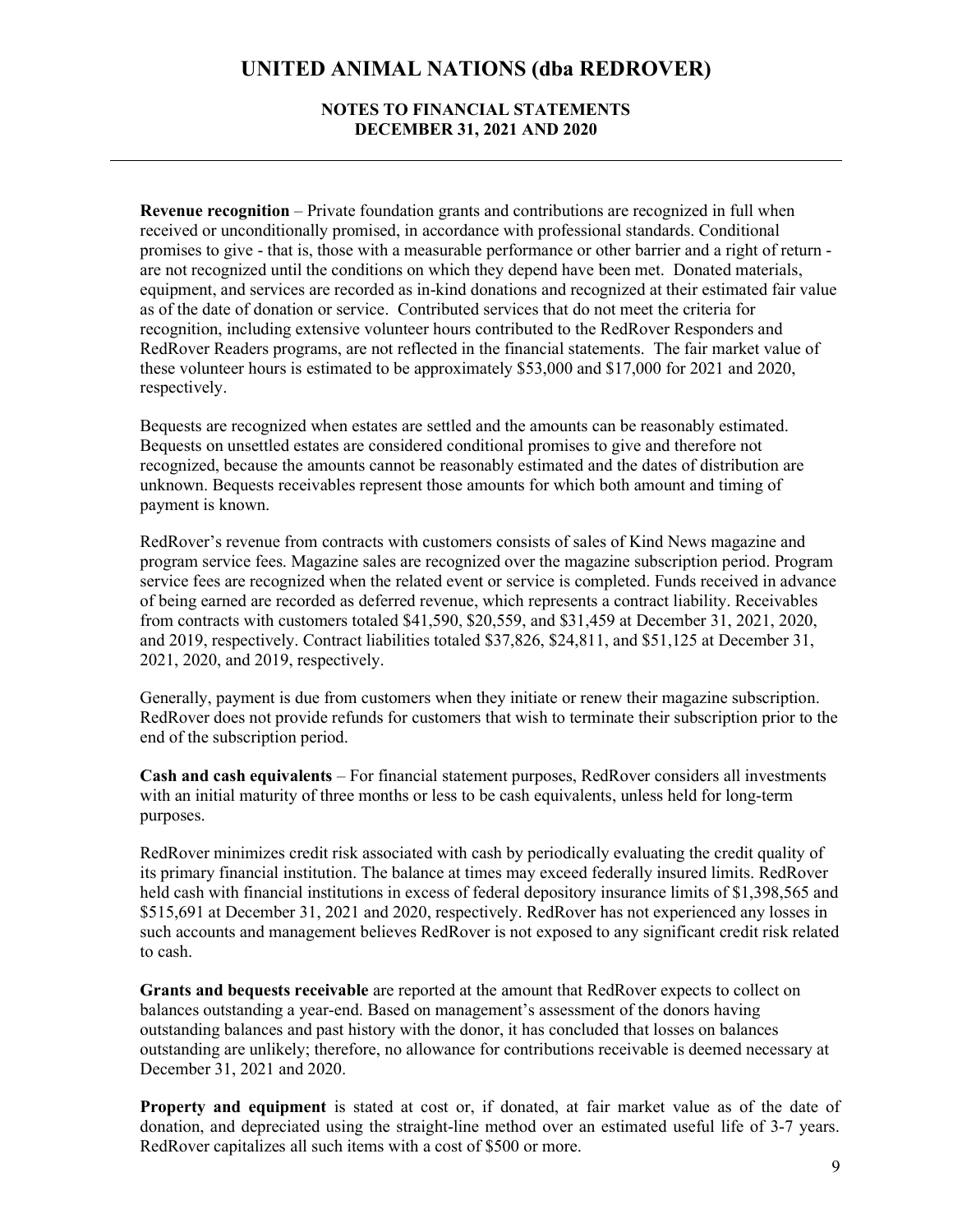**Revenue recognition** – Private foundation grants and contributions are recognized in full when received or unconditionally promised, in accordance with professional standards. Conditional promises to give - that is, those with a measurable performance or other barrier and a right of return - are not recognized until the conditions on which they depend have been met. Donated materials, equipment, and services are recorded as in-kind donations and recognized at their estimated fair value as of the date of donation or service. Contributed services that do not meet the criteria for recognition, including extensive volunteer hours contributed to the RedRover Responders and RedRover Readers programs, are not reflected in the financial statements. The fair market value of these volunteer hours is estimated to be approximately $53,000 and $17,000 for 2021 and 2020, respectively.

Bequests are recognized when estates are settled and the amounts can be reasonably estimated. Bequests on unsettled estates are considered conditional promises to give and therefore not recognized, because the amounts cannot be reasonably estimated and the dates of distribution are unknown. Bequests receivables represent those amounts for which both amount and timing of payment is known.

RedRover's revenue from contracts with customers consists of sales of Kind News magazine and program service fees. Magazine sales are recognized over the magazine subscription period. Program service fees are recognized when the related event or service is completed. Funds received in advance of being earned are recorded as deferred revenue, which represents a contract liability. Receivables from contracts with customers totaled $41,590, $20,559, and $31,459 at December 31, 2021, 2020, and 2019, respectively. Contract liabilities totaled $37,826, $24,811, and $51,125 at December 31, 2021, 2020, and 2019, respectively.

Generally, payment is due from customers when they initiate or renew their magazine subscription. RedRover does not provide refunds for customers that wish to terminate their subscription prior to the end of the subscription period.

**Cash and cash equivalents** – For financial statement purposes, RedRover considers all investments with an initial maturity of three months or less to be cash equivalents, unless held for long-term purposes.

RedRover minimizes credit risk associated with cash by periodically evaluating the credit quality of its primary financial institution. The balance at times may exceed federally insured limits. RedRover held cash with financial institutions in excess of federal depository insurance limits of $1,398,565 and $515,691 at December 31, 2021 and 2020, respectively. RedRover has not experienced any losses in such accounts and management believes RedRover is not exposed to any significant credit risk related to cash.

**Grants and bequests receivable** are reported at the amount that RedRover expects to collect on balances outstanding a year-end. Based on management's assessment of the donors having outstanding balances and past history with the donor, it has concluded that losses on balances outstanding are unlikely; therefore, no allowance for contributions receivable is deemed necessary at December 31, 2021 and 2020.

**Property and equipment** is stated at cost or, if donated, at fair market value as of the date of donation, and depreciated using the straight-line method over an estimated useful life of 3-7 years. RedRover capitalizes all such items with a cost of $500 or more.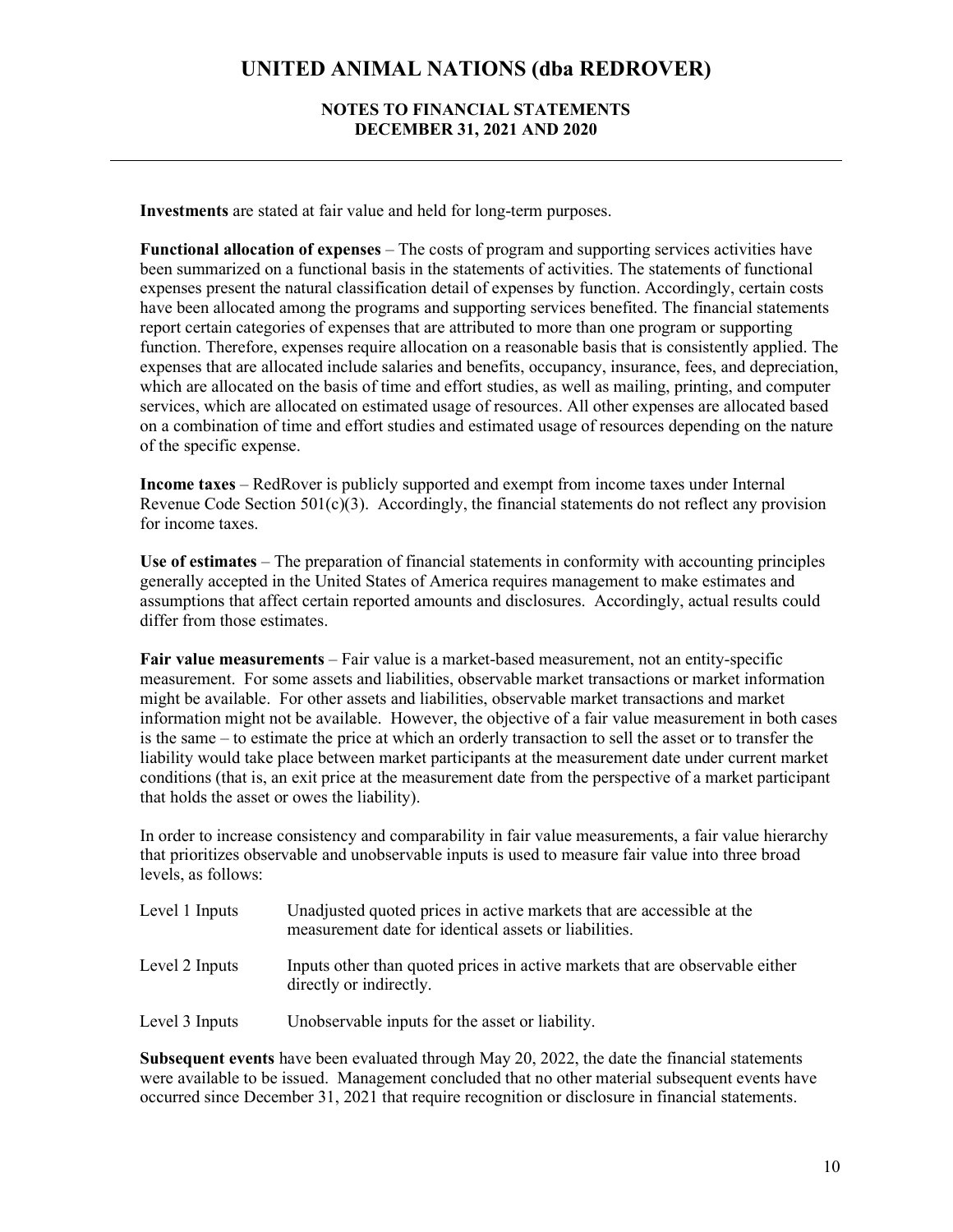**Investments** are stated at fair value and held for long-term purposes.

**Functional allocation of expenses** – The costs of program and supporting services activities have been summarized on a functional basis in the statements of activities. The statements of functional expenses present the natural classification detail of expenses by function. Accordingly, certain costs have been allocated among the programs and supporting services benefited. The financial statements report certain categories of expenses that are attributed to more than one program or supporting function. Therefore, expenses require allocation on a reasonable basis that is consistently applied. The expenses that are allocated include salaries and benefits, occupancy, insurance, fees, and depreciation, which are allocated on the basis of time and effort studies, as well as mailing, printing, and computer services, which are allocated on estimated usage of resources. All other expenses are allocated based on a combination of time and effort studies and estimated usage of resources depending on the nature of the specific expense.

**Income taxes** – RedRover is publicly supported and exempt from income taxes under Internal Revenue Code Section 501(c)(3). Accordingly, the financial statements do not reflect any provision for income taxes.

**Use of estimates** – The preparation of financial statements in conformity with accounting principles generally accepted in the United States of America requires management to make estimates and assumptions that affect certain reported amounts and disclosures. Accordingly, actual results could differ from those estimates.

**Fair value measurements** – Fair value is a market-based measurement, not an entity-specific measurement. For some assets and liabilities, observable market transactions or market information might be available. For other assets and liabilities, observable market transactions and market information might not be available. However, the objective of a fair value measurement in both cases is the same – to estimate the price at which an orderly transaction to sell the asset or to transfer the liability would take place between market participants at the measurement date under current market conditions (that is, an exit price at the measurement date from the perspective of a market participant that holds the asset or owes the liability).

In order to increase consistency and comparability in fair value measurements, a fair value hierarchy that prioritizes observable and unobservable inputs is used to measure fair value into three broad levels, as follows:

| | |
|---|---|
| Level 1 Inputs | Unadjusted quoted prices in active markets that are accessible at the measurement date for identical assets or liabilities. |
| Level 2 Inputs | Inputs other than quoted prices in active markets that are observable either directly or indirectly. |
| Level 3 Inputs | Unobservable inputs for the asset or liability. |

**Subsequent events** have been evaluated through May 20, 2022, the date the financial statements were available to be issued. Management concluded that no other material subsequent events have occurred since December 31, 2021 that require recognition or disclosure in financial statements.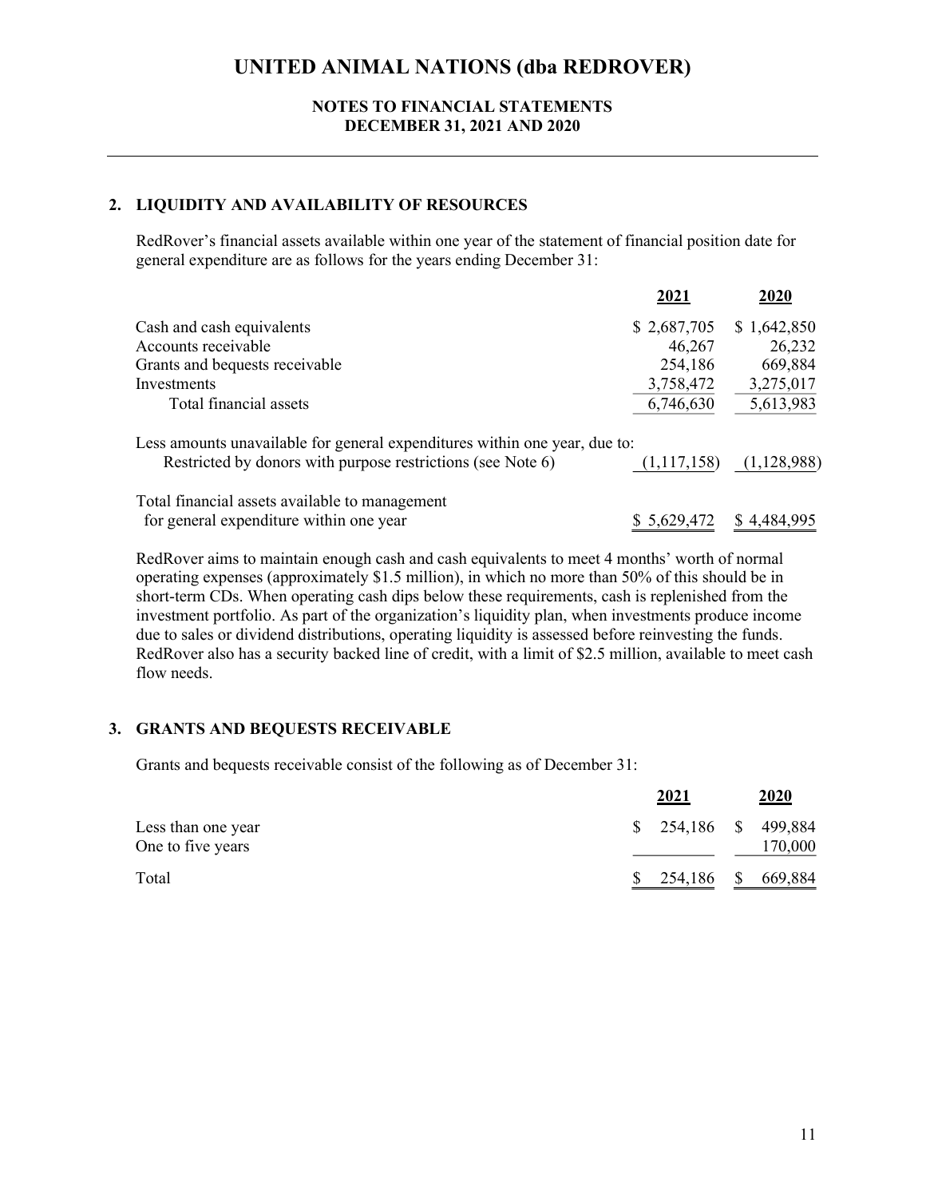# UNITED ANIMAL NATIONS (dba REDROVER)

## NOTES TO FINANCIAL STATEMENTS
## DECEMBER 31, 2021 AND 2020

### 2. LIQUIDITY AND AVAILABILITY OF RESOURCES

RedRover's financial assets available within one year of the statement of financial position date for general expenditure are as follows for the years ending December 31:

| | 2021 | 2020 |
|---|---|---|
| Cash and cash equivalents | $ 2,687,705 | $ 1,642,850 |
| Accounts receivable | 46,267 | 26,232 |
| Grants and bequests receivable | 254,186 | 669,884 |
| Investments | 3,758,472 | 3,275,017 |
| Total financial assets | 6,746,630 | 5,613,983 |
| Less amounts unavailable for general expenditures within one year, due to: | | |
| Restricted by donors with purpose restrictions (see Note 6) | (1,117,158) | (1,128,988) |
| Total financial assets available to management for general expenditure within one year | $ 5,629,472 | $ 4,484,995 |

RedRover aims to maintain enough cash and cash equivalents to meet 4 months' worth of normal operating expenses (approximately $1.5 million), in which no more than 50% of this should be in short-term CDs. When operating cash dips below these requirements, cash is replenished from the investment portfolio. As part of the organization's liquidity plan, when investments produce income due to sales or dividend distributions, operating liquidity is assessed before reinvesting the funds. RedRover also has a security backed line of credit, with a limit of $2.5 million, available to meet cash flow needs.

### 3. GRANTS AND BEQUESTS RECEIVABLE

Grants and bequests receivable consist of the following as of December 31:

| | 2021 | 2020 |
|---|---|---|
| Less than one year | $ 254,186 | $ 499,884 |
| One to five years | | 170,000 |
| Total | $ 254,186 | $ 669,884 |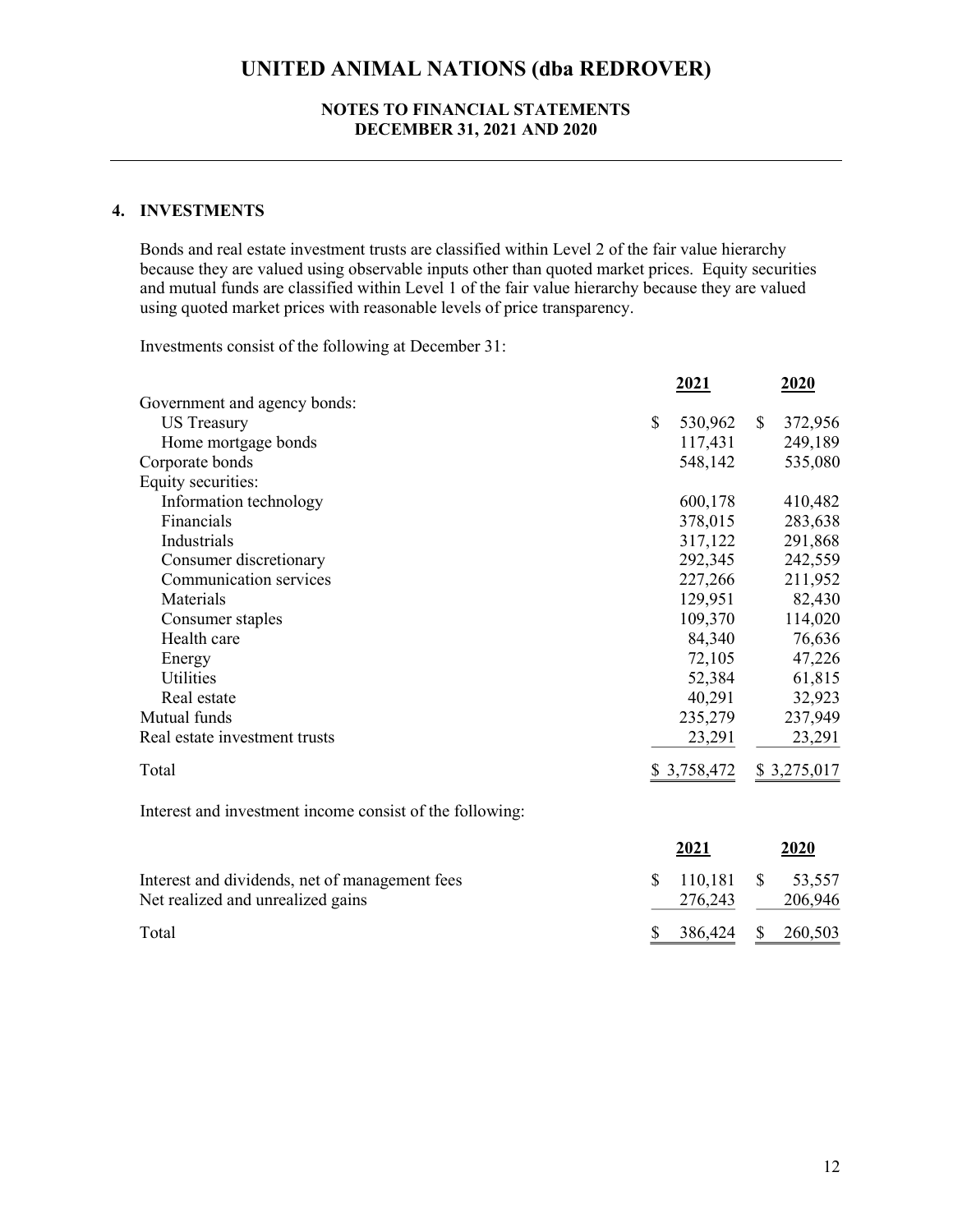## 4. INVESTMENTS

Bonds and real estate investment trusts are classified within Level 2 of the fair value hierarchy because they are valued using observable inputs other than quoted market prices. Equity securities and mutual funds are classified within Level 1 of the fair value hierarchy because they are valued using quoted market prices with reasonable levels of price transparency.

Investments consist of the following at December 31:

| | 2021 | 2020 |
|---|---|---|
| Government and agency bonds: | | |
| US Treasury | $ 530,962 | $ 372,956 |
| Home mortgage bonds | 117,431 | 249,189 |
| Corporate bonds | 548,142 | 535,080 |
| Equity securities: | | |
| Information technology | 600,178 | 410,482 |
| Financials | 378,015 | 283,638 |
| Industrials | 317,122 | 291,868 |
| Consumer discretionary | 292,345 | 242,559 |
| Communication services | 227,266 | 211,952 |
| Materials | 129,951 | 82,430 |
| Consumer staples | 109,370 | 114,020 |
| Health care | 84,340 | 76,636 |
| Energy | 72,105 | 47,226 |
| Utilities | 52,384 | 61,815 |
| Real estate | 40,291 | 32,923 |
| Mutual funds | 235,279 | 237,949 |
| Real estate investment trusts | 23,291 | 23,291 |
| Total | $ 3,758,472 | $ 3,275,017 |

Interest and investment income consist of the following:

| | 2021 | 2020 |
|---|---|---|
| Interest and dividends, net of management fees | $ 110,181 | $ 53,557 |
| Net realized and unrealized gains | 276,243 | 206,946 |
| Total | $ 386,424 | $ 260,503 |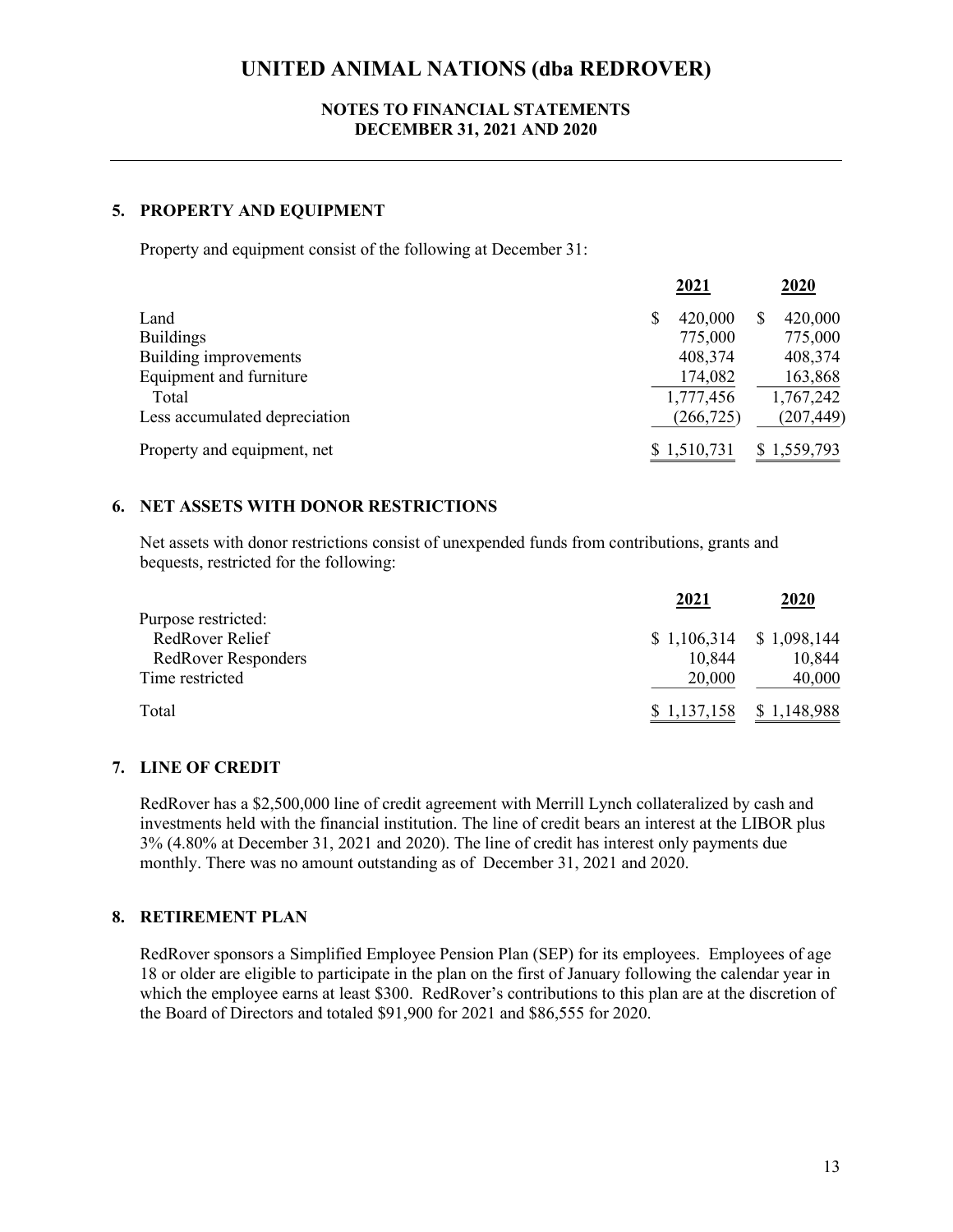# UNITED ANIMAL NATIONS (dba REDROVER)

## NOTES TO FINANCIAL STATEMENTS
## DECEMBER 31, 2021 AND 2020

### 5. PROPERTY AND EQUIPMENT

Property and equipment consist of the following at December 31:

| | 2021 | 2020 |
|---|---|---|
| Land | $ 420,000 | $ 420,000 |
| Buildings | 775,000 | 775,000 |
| Building improvements | 408,374 | 408,374 |
| Equipment and furniture | 174,082 | 163,868 |
| Total | 1,777,456 | 1,767,242 |
| Less accumulated depreciation | (266,725) | (207,449) |
| Property and equipment, net | $ 1,510,731 | $ 1,559,793 |

### 6. NET ASSETS WITH DONOR RESTRICTIONS

Net assets with donor restrictions consist of unexpended funds from contributions, grants and bequests, restricted for the following:

| | 2021 | 2020 |
|---|---|---|
| Purpose restricted: | | |
| RedRover Relief | $ 1,106,314 | $ 1,098,144 |
| RedRover Responders | 10,844 | 10,844 |
| Time restricted | 20,000 | 40,000 |
| Total | $ 1,137,158 | $ 1,148,988 |

### 7. LINE OF CREDIT

RedRover has a $2,500,000 line of credit agreement with Merrill Lynch collateralized by cash and investments held with the financial institution. The line of credit bears an interest at the LIBOR plus 3% (4.80% at December 31, 2021 and 2020). The line of credit has interest only payments due monthly. There was no amount outstanding as of December 31, 2021 and 2020.

### 8. RETIREMENT PLAN

RedRover sponsors a Simplified Employee Pension Plan (SEP) for its employees. Employees of age 18 or older are eligible to participate in the plan on the first of January following the calendar year in which the employee earns at least $300. RedRover's contributions to this plan are at the discretion of the Board of Directors and totaled $91,900 for 2021 and $86,555 for 2020.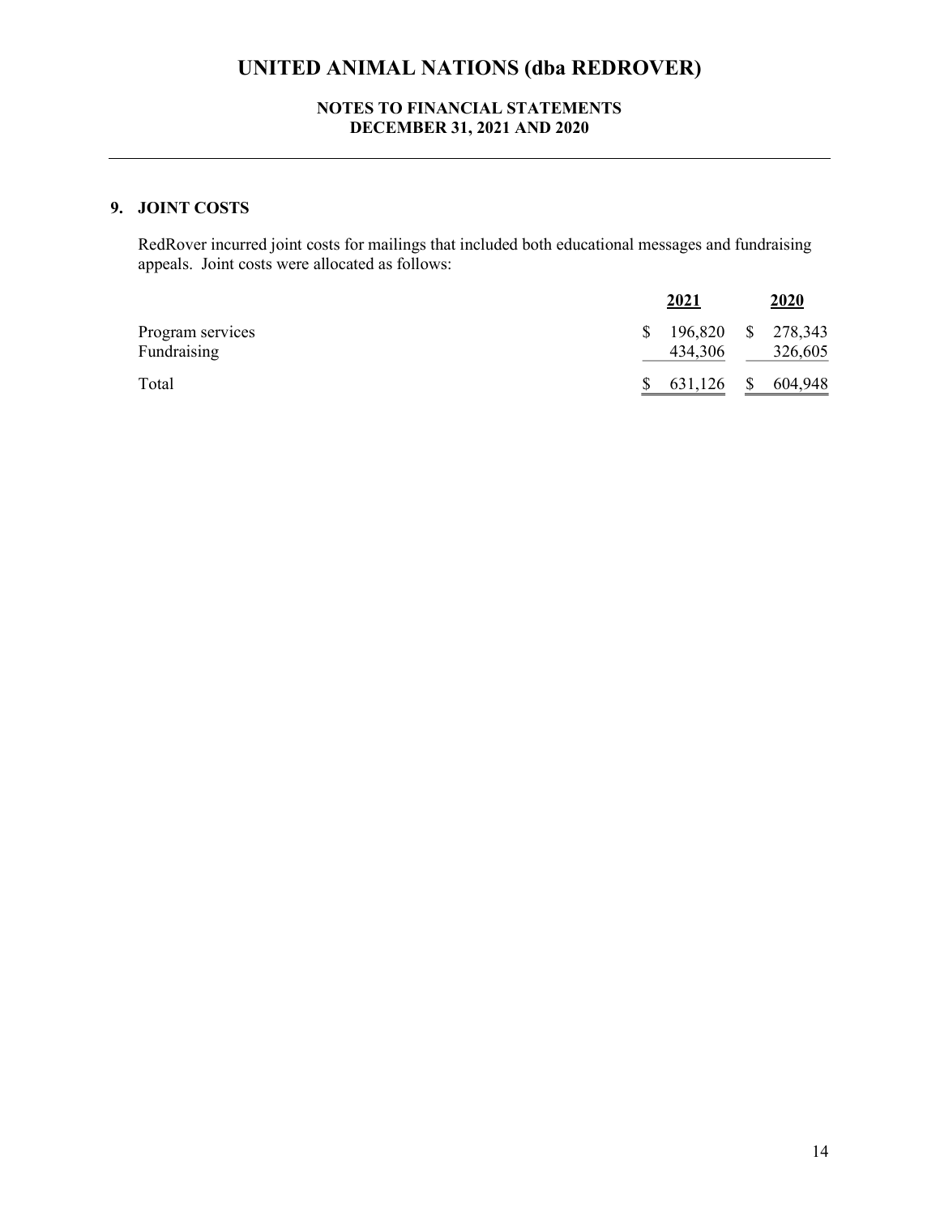# UNITED ANIMAL NATIONS (dba REDROVER)

## NOTES TO FINANCIAL STATEMENTS
## DECEMBER 31, 2021 AND 2020

### 9. JOINT COSTS

RedRover incurred joint costs for mailings that included both educational messages and fundraising appeals. Joint costs were allocated as follows:

| | 2021 | 2020 |
|---|---|---|
| Program services | $ 196,820 | $ 278,343 |
| Fundraising | 434,306 | 326,605 |
| Total | $ 631,126 | $ 604,948 |